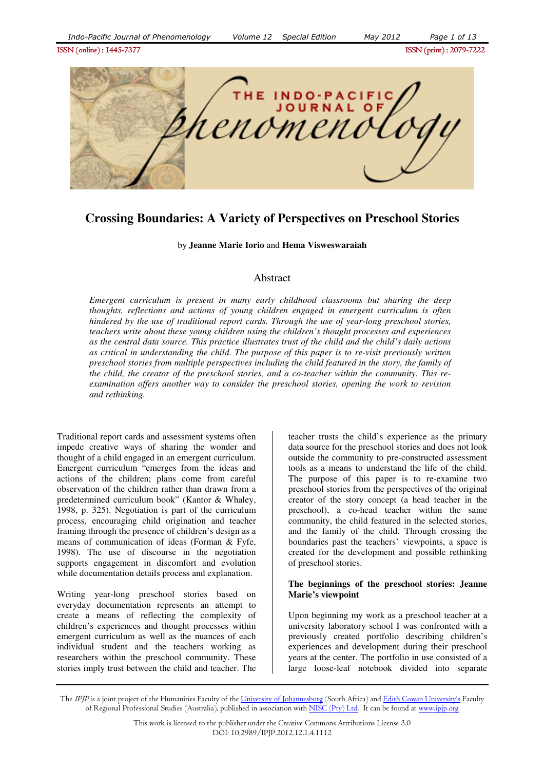# Crossing Boundaries: A Variety of Perspectives on Preschool Stories

by **Jeanne Marie Iorio** and **Hema Visweswaraiah**

## Abstract

*Emergent curriculum is present in many early childhood classrooms but sharing the deep thoughts, reflections and actions of young children engaged in emergent curriculum is often hindered by the use of traditional report cards. Through the use of year-long preschool stories, teachers write about these young children using the children's thought processes and experiences as the central data source. This practice illustrates trust of the child and the child's daily actions as critical in understanding the child. The purpose of this paper is to re-visit previously written preschool stories from multiple perspectives including the child featured in the story, the family of the child, the creator of the preschool stories, and a co-teacher within the community. This re-examination offers another way to consider the preschool stories, opening the work to revision and rethinking.*

Traditional report cards and assessment systems often impede creative ways of sharing the wonder and thought of a child engaged in an emergent curriculum. Emergent curriculum "emerges from the ideas and actions of the children; plans come from careful observation of the children rather than drawn from a predetermined curriculum book" (Kantor & Whaley, 1998, p. 325). Negotiation is part of the curriculum process, encouraging child origination and teacher framing through the presence of children's design as a means of communication of ideas (Forman & Fyfe, 1998). The use of discourse in the negotiation supports engagement in discomfort and evolution while documentation details process and explanation.

Writing year-long preschool stories based on everyday documentation represents an attempt to create a means of reflecting the complexity of children's experiences and thought processes within emergent curriculum as well as the nuances of each individual student and the teachers working as researchers within the preschool community. These stories imply trust between the child and teacher. The teacher trusts the child's experience as the primary data source for the preschool stories and does not look outside the community to pre-constructed assessment tools as a means to understand the life of the child. The purpose of this paper is to re-examine two preschool stories from the perspectives of the original creator of the story concept (a head teacher in the preschool), a co-head teacher within the same community, the child featured in the selected stories, and the family of the child. Through crossing the boundaries past the teachers' viewpoints, a space is created for the development and possible rethinking of preschool stories.

**The beginnings of the preschool stories: Jeanne Marie's viewpoint**

Upon beginning my work as a preschool teacher at a university laboratory school I was confronted with a previously created portfolio describing children's experiences and development during their preschool years at the center. The portfolio in use consisted of a large loose-leaf notebook divided into separate

The *IPJP* is a joint project of the Humanities Faculty of the University of Johannesburg (South Africa) and Edith Cowan University's Faculty of Regional Professional Studies (Australia), published in association with NISC (Pty) Ltd. It can be found at www.ipjp.org.

This work is licensed to the publisher under the Creative Commons Attributions License 3.0
DOI: 10.2989/IPJP.2012.12.1.4.1112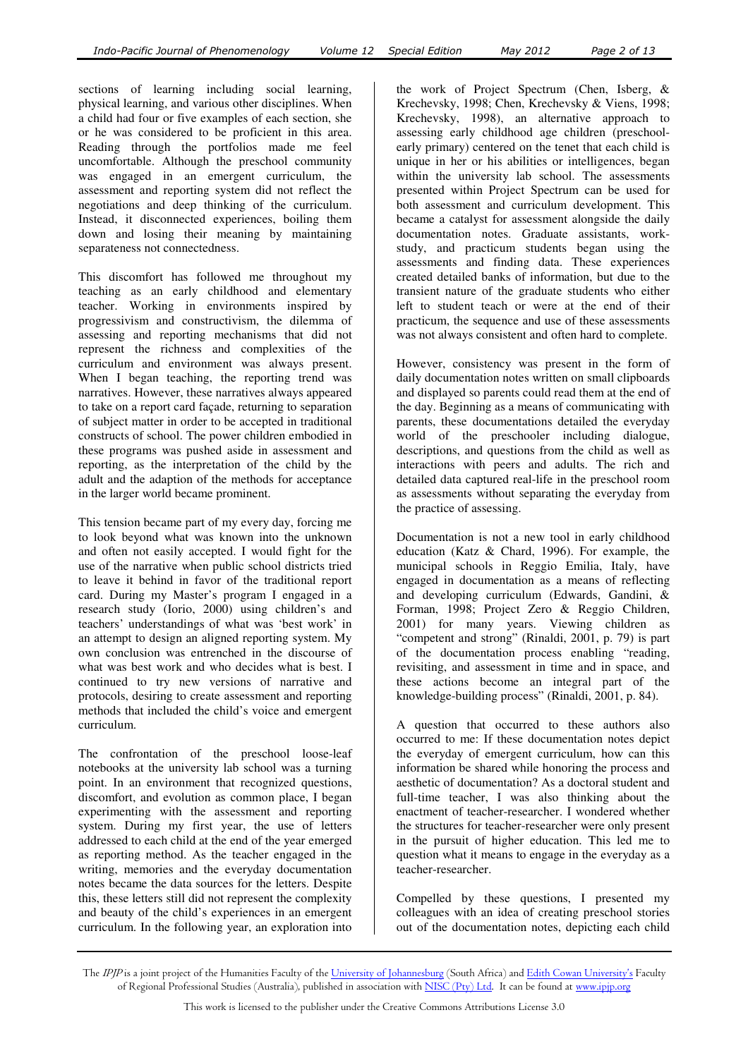sections of learning including social learning, physical learning, and various other disciplines. When a child had four or five examples of each section, she or he was considered to be proficient in this area. Reading through the portfolios made me feel uncomfortable. Although the preschool community was engaged in an emergent curriculum, the assessment and reporting system did not reflect the negotiations and deep thinking of the curriculum. Instead, it disconnected experiences, boiling them down and losing their meaning by maintaining separateness not connectedness.

This discomfort has followed me throughout my teaching as an early childhood and elementary teacher. Working in environments inspired by progressivism and constructivism, the dilemma of assessing and reporting mechanisms that did not represent the richness and complexities of the curriculum and environment was always present. When I began teaching, the reporting trend was narratives. However, these narratives always appeared to take on a report card façade, returning to separation of subject matter in order to be accepted in traditional constructs of school. The power children embodied in these programs was pushed aside in assessment and reporting, as the interpretation of the child by the adult and the adaption of the methods for acceptance in the larger world became prominent.

This tension became part of my every day, forcing me to look beyond what was known into the unknown and often not easily accepted. I would fight for the use of the narrative when public school districts tried to leave it behind in favor of the traditional report card. During my Master's program I engaged in a research study (Iorio, 2000) using children's and teachers' understandings of what was 'best work' in an attempt to design an aligned reporting system. My own conclusion was entrenched in the discourse of what was best work and who decides what is best. I continued to try new versions of narrative and protocols, desiring to create assessment and reporting methods that included the child's voice and emergent curriculum.

The confrontation of the preschool loose-leaf notebooks at the university lab school was a turning point. In an environment that recognized questions, discomfort, and evolution as common place, I began experimenting with the assessment and reporting system. During my first year, the use of letters addressed to each child at the end of the year emerged as reporting method. As the teacher engaged in the writing, memories and the everyday documentation notes became the data sources for the letters. Despite this, these letters still did not represent the complexity and beauty of the child's experiences in an emergent curriculum. In the following year, an exploration into the work of Project Spectrum (Chen, Isberg, & Krechevsky, 1998; Chen, Krechevsky & Viens, 1998; Krechevsky, 1998), an alternative approach to assessing early childhood age children (preschool-early primary) centered on the tenet that each child is unique in her or his abilities or intelligences, began within the university lab school. The assessments presented within Project Spectrum can be used for both assessment and curriculum development. This became a catalyst for assessment alongside the daily documentation notes. Graduate assistants, work-study, and practicum students began using the assessments and finding data. These experiences created detailed banks of information, but due to the transient nature of the graduate students who either left to student teach or were at the end of their practicum, the sequence and use of these assessments was not always consistent and often hard to complete.

However, consistency was present in the form of daily documentation notes written on small clipboards and displayed so parents could read them at the end of the day. Beginning as a means of communicating with parents, these documentations detailed the everyday world of the preschooler including dialogue, descriptions, and questions from the child as well as interactions with peers and adults. The rich and detailed data captured real-life in the preschool room as assessments without separating the everyday from the practice of assessing.

Documentation is not a new tool in early childhood education (Katz & Chard, 1996). For example, the municipal schools in Reggio Emilia, Italy, have engaged in documentation as a means of reflecting and developing curriculum (Edwards, Gandini, & Forman, 1998; Project Zero & Reggio Children, 2001) for many years. Viewing children as "competent and strong" (Rinaldi, 2001, p. 79) is part of the documentation process enabling "reading, revisiting, and assessment in time and in space, and these actions become an integral part of the knowledge-building process" (Rinaldi, 2001, p. 84).

A question that occurred to these authors also occurred to me: If these documentation notes depict the everyday of emergent curriculum, how can this information be shared while honoring the process and aesthetic of documentation? As a doctoral student and full-time teacher, I was also thinking about the enactment of teacher-researcher. I wondered whether the structures for teacher-researcher were only present in the pursuit of higher education. This led me to question what it means to engage in the everyday as a teacher-researcher.

Compelled by these questions, I presented my colleagues with an idea of creating preschool stories out of the documentation notes, depicting each child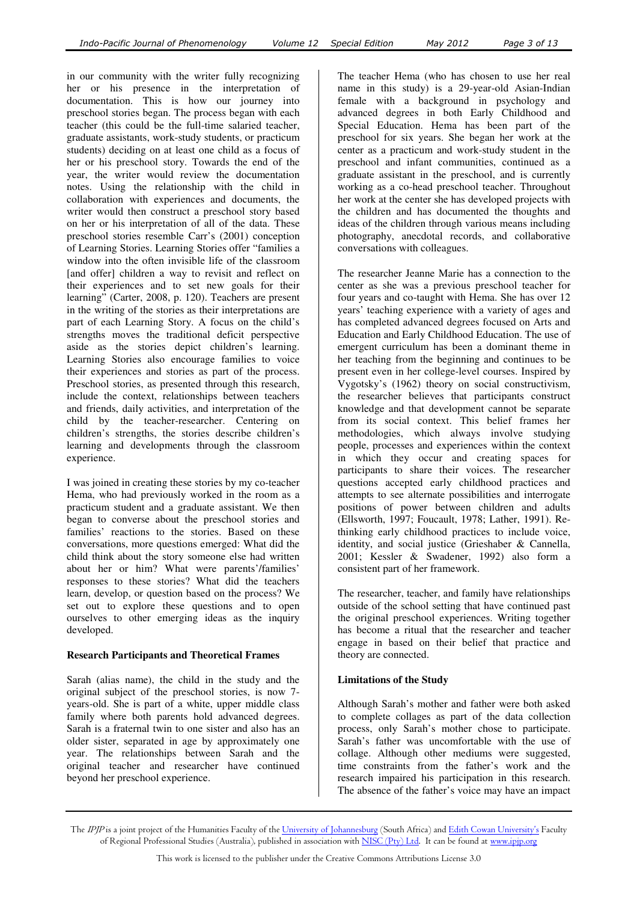in our community with the writer fully recognizing her or his presence in the interpretation of documentation. This is how our journey into preschool stories began. The process began with each teacher (this could be the full-time salaried teacher, graduate assistants, work-study students, or practicum students) deciding on at least one child as a focus of her or his preschool story. Towards the end of the year, the writer would review the documentation notes. Using the relationship with the child in collaboration with experiences and documents, the writer would then construct a preschool story based on her or his interpretation of all of the data. These preschool stories resemble Carr's (2001) conception of Learning Stories. Learning Stories offer "families a window into the often invisible life of the classroom [and offer] children a way to revisit and reflect on their experiences and to set new goals for their learning" (Carter, 2008, p. 120). Teachers are present in the writing of the stories as their interpretations are part of each Learning Story. A focus on the child's strengths moves the traditional deficit perspective aside as the stories depict children's learning. Learning Stories also encourage families to voice their experiences and stories as part of the process. Preschool stories, as presented through this research, include the context, relationships between teachers and friends, daily activities, and interpretation of the child by the teacher-researcher. Centering on children's strengths, the stories describe children's learning and developments through the classroom experience.

I was joined in creating these stories by my co-teacher Hema, who had previously worked in the room as a practicum student and a graduate assistant. We then began to converse about the preschool stories and families' reactions to the stories. Based on these conversations, more questions emerged: What did the child think about the story someone else had written about her or him? What were parents'/families' responses to these stories? What did the teachers learn, develop, or question based on the process? We set out to explore these questions and to open ourselves to other emerging ideas as the inquiry developed.

## Research Participants and Theoretical Frames

Sarah (alias name), the child in the study and the original subject of the preschool stories, is now 7-years-old. She is part of a white, upper middle class family where both parents hold advanced degrees. Sarah is a fraternal twin to one sister and also has an older sister, separated in age by approximately one year. The relationships between Sarah and the original teacher and researcher have continued beyond her preschool experience.

The teacher Hema (who has chosen to use her real name in this study) is a 29-year-old Asian-Indian female with a background in psychology and advanced degrees in both Early Childhood and Special Education. Hema has been part of the preschool for six years. She began her work at the center as a practicum and work-study student in the preschool and infant communities, continued as a graduate assistant in the preschool, and is currently working as a co-head preschool teacher. Throughout her work at the center she has developed projects with the children and has documented the thoughts and ideas of the children through various means including photography, anecdotal records, and collaborative conversations with colleagues.

The researcher Jeanne Marie has a connection to the center as she was a previous preschool teacher for four years and co-taught with Hema. She has over 12 years' teaching experience with a variety of ages and has completed advanced degrees focused on Arts and Education and Early Childhood Education. The use of emergent curriculum has been a dominant theme in her teaching from the beginning and continues to be present even in her college-level courses. Inspired by Vygotsky's (1962) theory on social constructivism, the researcher believes that participants construct knowledge and that development cannot be separate from its social context. This belief frames her methodologies, which always involve studying people, processes and experiences within the context in which they occur and creating spaces for participants to share their voices. The researcher questions accepted early childhood practices and attempts to see alternate possibilities and interrogate positions of power between children and adults (Ellsworth, 1997; Foucault, 1978; Lather, 1991). Re-thinking early childhood practices to include voice, identity, and social justice (Grieshaber & Cannella, 2001; Kessler & Swadener, 1992) also form a consistent part of her framework.

The researcher, teacher, and family have relationships outside of the school setting that have continued past the original preschool experiences. Writing together has become a ritual that the researcher and teacher engage in based on their belief that practice and theory are connected.

## Limitations of the Study

Although Sarah's mother and father were both asked to complete collages as part of the data collection process, only Sarah's mother chose to participate. Sarah's father was uncomfortable with the use of collage. Although other mediums were suggested, time constraints from the father's work and the research impaired his participation in this research. The absence of the father's voice may have an impact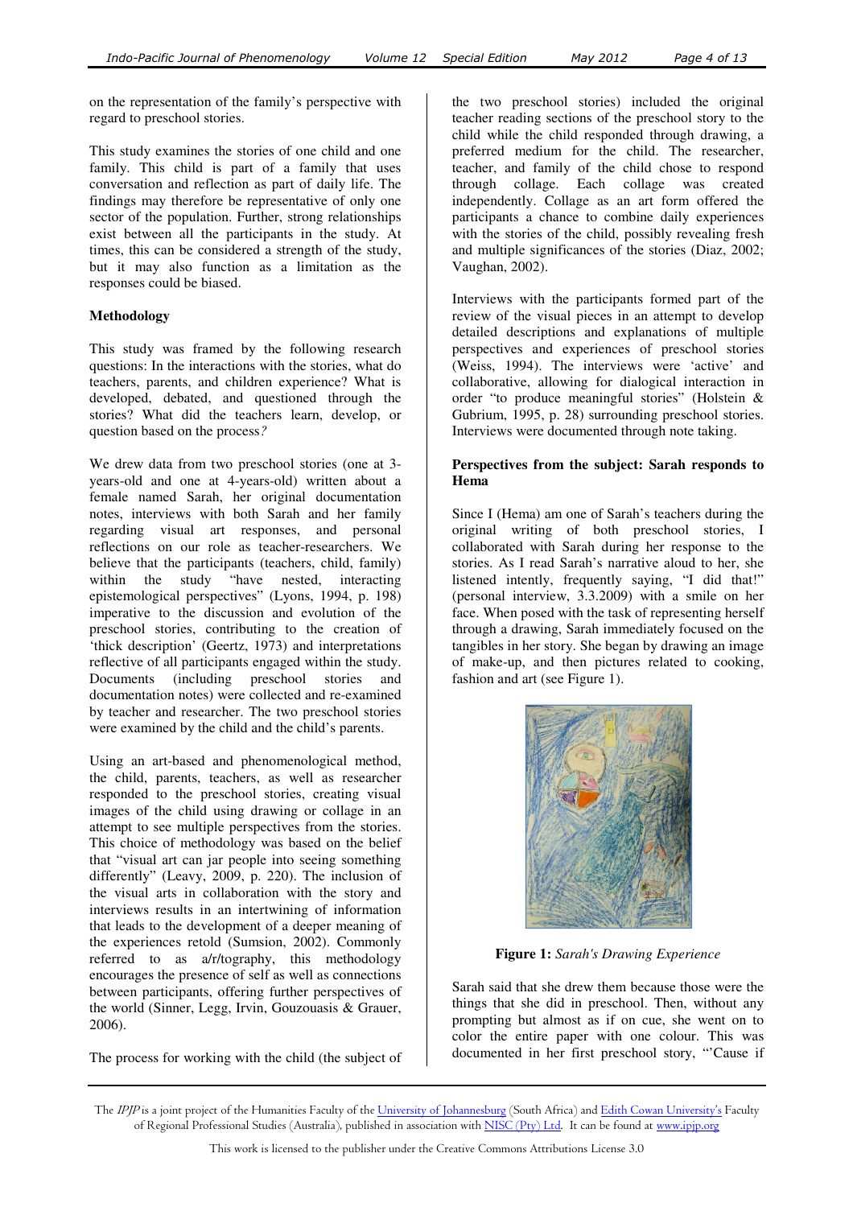on the representation of the family's perspective with regard to preschool stories.

This study examines the stories of one child and one family. This child is part of a family that uses conversation and reflection as part of daily life. The findings may therefore be representative of only one sector of the population. Further, strong relationships exist between all the participants in the study. At times, this can be considered a strength of the study, but it may also function as a limitation as the responses could be biased.

**Methodology**

This study was framed by the following research questions: In the interactions with the stories, what do teachers, parents, and children experience? What is developed, debated, and questioned through the stories? What did the teachers learn, develop, or question based on the process*?*

We drew data from two preschool stories (one at 3-years-old and one at 4-years-old) written about a female named Sarah, her original documentation notes, interviews with both Sarah and her family regarding visual art responses, and personal reflections on our role as teacher-researchers. We believe that the participants (teachers, child, family) within the study "have nested, interacting epistemological perspectives" (Lyons, 1994, p. 198) imperative to the discussion and evolution of the preschool stories, contributing to the creation of 'thick description' (Geertz, 1973) and interpretations reflective of all participants engaged within the study. Documents (including preschool stories and documentation notes) were collected and re-examined by teacher and researcher. The two preschool stories were examined by the child and the child's parents.

Using an art-based and phenomenological method, the child, parents, teachers, as well as researcher responded to the preschool stories, creating visual images of the child using drawing or collage in an attempt to see multiple perspectives from the stories. This choice of methodology was based on the belief that "visual art can jar people into seeing something differently" (Leavy, 2009, p. 220). The inclusion of the visual arts in collaboration with the story and interviews results in an intertwining of information that leads to the development of a deeper meaning of the experiences retold (Sumsion, 2002). Commonly referred to as a/r/tography, this methodology encourages the presence of self as well as connections between participants, offering further perspectives of the world (Sinner, Legg, Irvin, Gouzouasis & Grauer, 2006).

The process for working with the child (the subject of the two preschool stories) included the original teacher reading sections of the preschool story to the child while the child responded through drawing, a preferred medium for the child. The researcher, teacher, and family of the child chose to respond through collage. Each collage was created independently. Collage as an art form offered the participants a chance to combine daily experiences with the stories of the child, possibly revealing fresh and multiple significances of the stories (Diaz, 2002; Vaughan, 2002).

Interviews with the participants formed part of the review of the visual pieces in an attempt to develop detailed descriptions and explanations of multiple perspectives and experiences of preschool stories (Weiss, 1994). The interviews were 'active' and collaborative, allowing for dialogical interaction in order "to produce meaningful stories" (Holstein & Gubrium, 1995, p. 28) surrounding preschool stories. Interviews were documented through note taking.

**Perspectives from the subject: Sarah responds to Hema**

Since I (Hema) am one of Sarah's teachers during the original writing of both preschool stories, I collaborated with Sarah during her response to the stories. As I read Sarah's narrative aloud to her, she listened intently, frequently saying, "I did that!" (personal interview, 3.3.2009) with a smile on her face. When posed with the task of representing herself through a drawing, Sarah immediately focused on the tangibles in her story. She began by drawing an image of make-up, and then pictures related to cooking, fashion and art (see Figure 1).

**Figure 1:** *Sarah's Drawing Experience*

Sarah said that she drew them because those were the things that she did in preschool. Then, without any prompting but almost as if on cue, she went on to color the entire paper with one colour. This was documented in her first preschool story, "'Cause if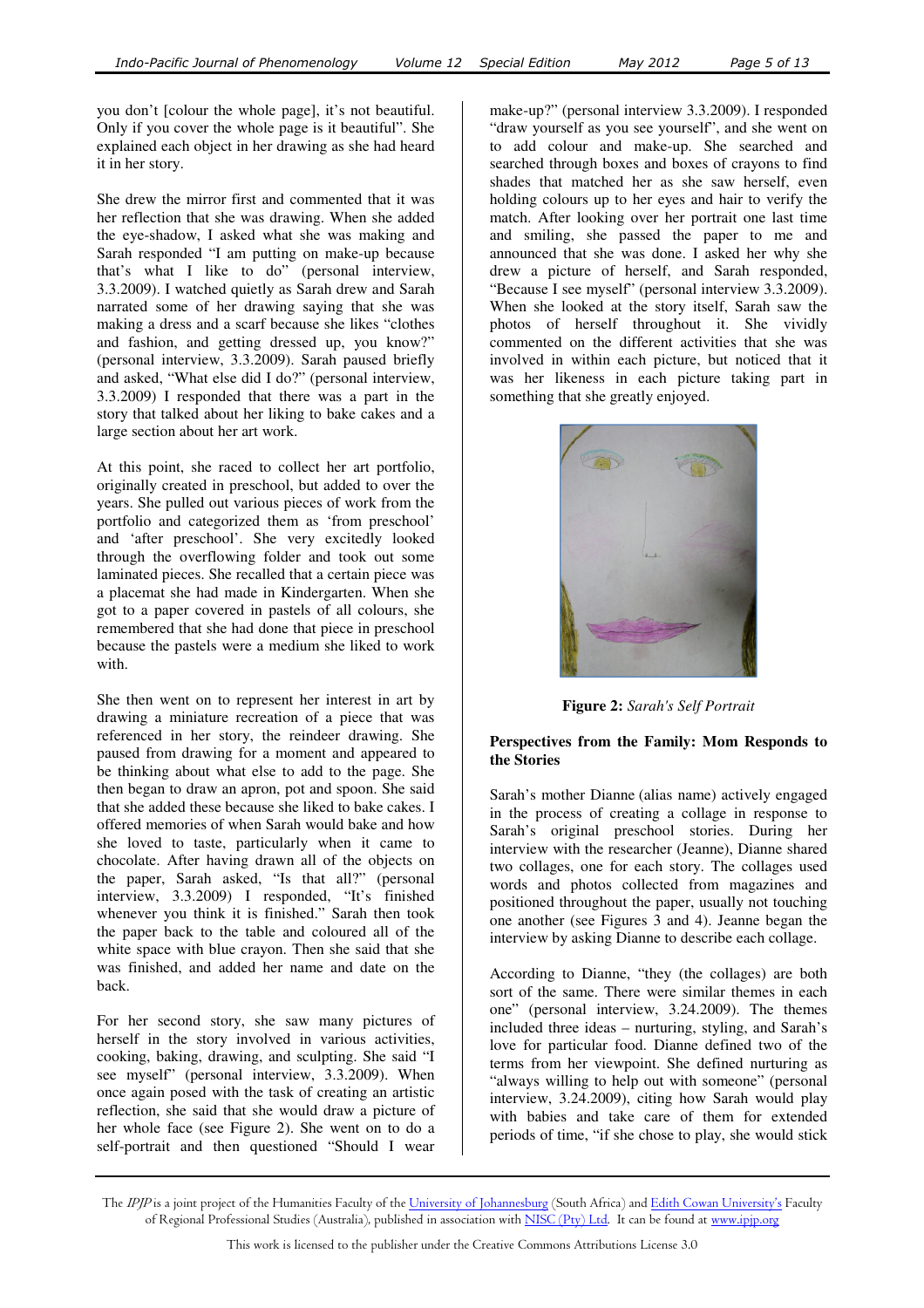you don't [colour the whole page], it's not beautiful. Only if you cover the whole page is it beautiful". She explained each object in her drawing as she had heard it in her story.

She drew the mirror first and commented that it was her reflection that she was drawing. When she added the eye-shadow, I asked what she was making and Sarah responded "I am putting on make-up because that's what I like to do" (personal interview, 3.3.2009). I watched quietly as Sarah drew and Sarah narrated some of her drawing saying that she was making a dress and a scarf because she likes "clothes and fashion, and getting dressed up, you know?" (personal interview, 3.3.2009). Sarah paused briefly and asked, "What else did I do?" (personal interview, 3.3.2009) I responded that there was a part in the story that talked about her liking to bake cakes and a large section about her art work.

At this point, she raced to collect her art portfolio, originally created in preschool, but added to over the years. She pulled out various pieces of work from the portfolio and categorized them as 'from preschool' and 'after preschool'. She very excitedly looked through the overflowing folder and took out some laminated pieces. She recalled that a certain piece was a placemat she had made in Kindergarten. When she got to a paper covered in pastels of all colours, she remembered that she had done that piece in preschool because the pastels were a medium she liked to work with.

She then went on to represent her interest in art by drawing a miniature recreation of a piece that was referenced in her story, the reindeer drawing. She paused from drawing for a moment and appeared to be thinking about what else to add to the page. She then began to draw an apron, pot and spoon. She said that she added these because she liked to bake cakes. I offered memories of when Sarah would bake and how she loved to taste, particularly when it came to chocolate. After having drawn all of the objects on the paper, Sarah asked, "Is that all?" (personal interview, 3.3.2009) I responded, "It's finished whenever you think it is finished." Sarah then took the paper back to the table and coloured all of the white space with blue crayon. Then she said that she was finished, and added her name and date on the back.

For her second story, she saw many pictures of herself in the story involved in various activities, cooking, baking, drawing, and sculpting. She said "I see myself" (personal interview, 3.3.2009). When once again posed with the task of creating an artistic reflection, she said that she would draw a picture of her whole face (see Figure 2). She went on to do a self-portrait and then questioned "Should I wear make-up?" (personal interview 3.3.2009). I responded "draw yourself as you see yourself", and she went on to add colour and make-up. She searched and searched through boxes and boxes of crayons to find shades that matched her as she saw herself, even holding colours up to her eyes and hair to verify the match. After looking over her portrait one last time and smiling, she passed the paper to me and announced that she was done. I asked her why she drew a picture of herself, and Sarah responded, "Because I see myself" (personal interview 3.3.2009). When she looked at the story itself, Sarah saw the photos of herself throughout it. She vividly commented on the different activities that she was involved in within each picture, but noticed that it was her likeness in each picture taking part in something that she greatly enjoyed.

**Figure 2:** *Sarah's Self Portrait*

**Perspectives from the Family: Mom Responds to the Stories**

Sarah's mother Dianne (alias name) actively engaged in the process of creating a collage in response to Sarah's original preschool stories. During her interview with the researcher (Jeanne), Dianne shared two collages, one for each story. The collages used words and photos collected from magazines and positioned throughout the paper, usually not touching one another (see Figures 3 and 4). Jeanne began the interview by asking Dianne to describe each collage.

According to Dianne, "they (the collages) are both sort of the same. There were similar themes in each one" (personal interview, 3.24.2009). The themes included three ideas – nurturing, styling, and Sarah's love for particular food. Dianne defined two of the terms from her viewpoint. She defined nurturing as "always willing to help out with someone" (personal interview, 3.24.2009), citing how Sarah would play with babies and take care of them for extended periods of time, "if she chose to play, she would stick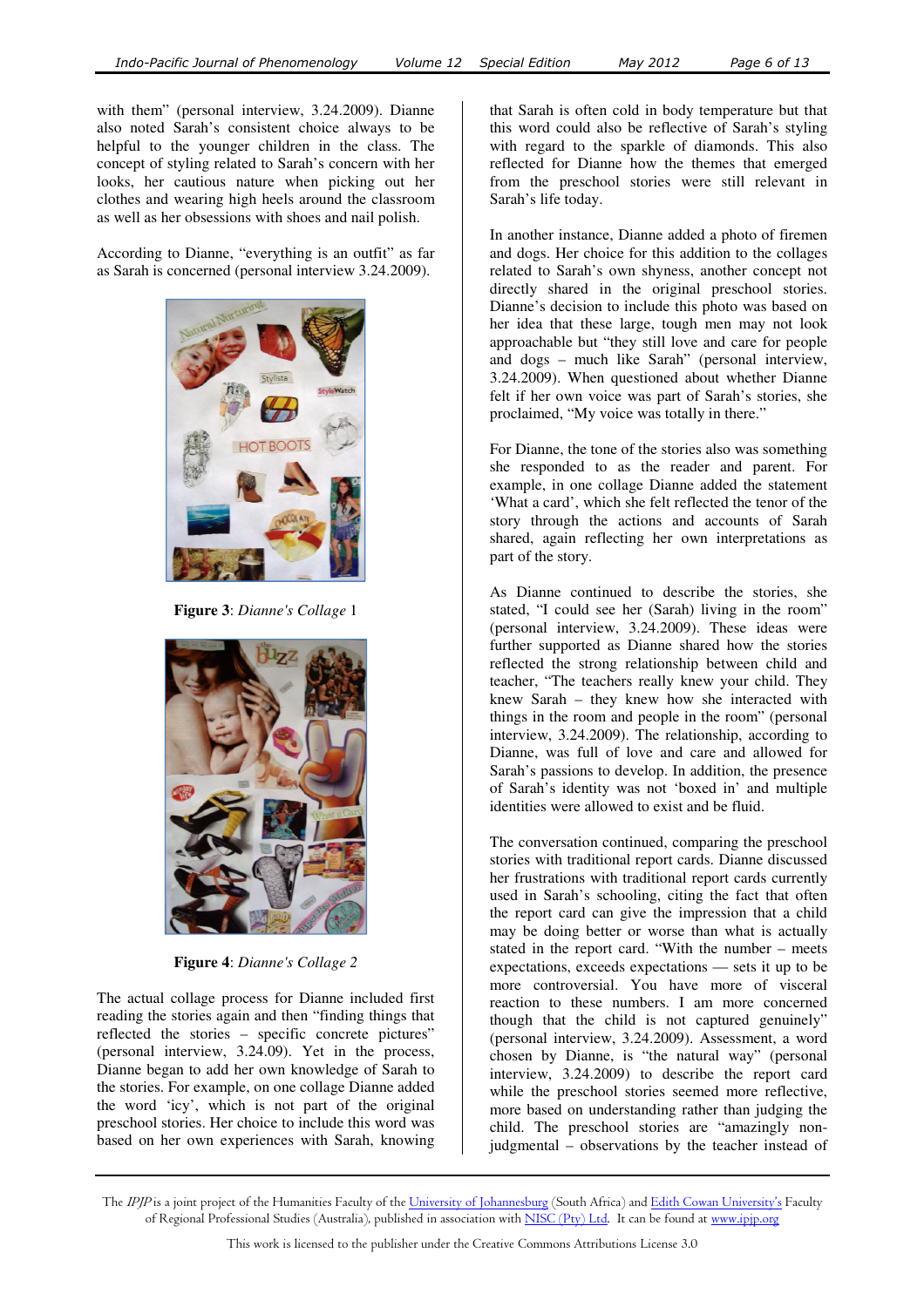with them" (personal interview, 3.24.2009). Dianne also noted Sarah's consistent choice always to be helpful to the younger children in the class. The concept of styling related to Sarah's concern with her looks, her cautious nature when picking out her clothes and wearing high heels around the classroom as well as her obsessions with shoes and nail polish.

According to Dianne, "everything is an outfit" as far as Sarah is concerned (personal interview 3.24.2009).

**Figure 3**: *Dianne's Collage* 1

**Figure 4**: *Dianne's Collage 2*

The actual collage process for Dianne included first reading the stories again and then "finding things that reflected the stories – specific concrete pictures" (personal interview, 3.24.09). Yet in the process, Dianne began to add her own knowledge of Sarah to the stories. For example, on one collage Dianne added the word 'icy', which is not part of the original preschool stories. Her choice to include this word was based on her own experiences with Sarah, knowing that Sarah is often cold in body temperature but that this word could also be reflective of Sarah's styling with regard to the sparkle of diamonds. This also reflected for Dianne how the themes that emerged from the preschool stories were still relevant in Sarah's life today.

In another instance, Dianne added a photo of firemen and dogs. Her choice for this addition to the collages related to Sarah's own shyness, another concept not directly shared in the original preschool stories. Dianne's decision to include this photo was based on her idea that these large, tough men may not look approachable but "they still love and care for people and dogs – much like Sarah" (personal interview, 3.24.2009). When questioned about whether Dianne felt if her own voice was part of Sarah's stories, she proclaimed, "My voice was totally in there."

For Dianne, the tone of the stories also was something she responded to as the reader and parent. For example, in one collage Dianne added the statement 'What a card', which she felt reflected the tenor of the story through the actions and accounts of Sarah shared, again reflecting her own interpretations as part of the story.

As Dianne continued to describe the stories, she stated, "I could see her (Sarah) living in the room" (personal interview, 3.24.2009). These ideas were further supported as Dianne shared how the stories reflected the strong relationship between child and teacher, "The teachers really knew your child. They knew Sarah – they knew how she interacted with things in the room and people in the room" (personal interview, 3.24.2009). The relationship, according to Dianne, was full of love and care and allowed for Sarah's passions to develop. In addition, the presence of Sarah's identity was not 'boxed in' and multiple identities were allowed to exist and be fluid.

The conversation continued, comparing the preschool stories with traditional report cards. Dianne discussed her frustrations with traditional report cards currently used in Sarah's schooling, citing the fact that often the report card can give the impression that a child may be doing better or worse than what is actually stated in the report card. "With the number – meets expectations, exceeds expectations — sets it up to be more controversial. You have more of visceral reaction to these numbers. I am more concerned though that the child is not captured genuinely" (personal interview, 3.24.2009). Assessment, a word chosen by Dianne, is "the natural way" (personal interview, 3.24.2009) to describe the report card while the preschool stories seemed more reflective, more based on understanding rather than judging the child. The preschool stories are "amazingly non-judgmental – observations by the teacher instead of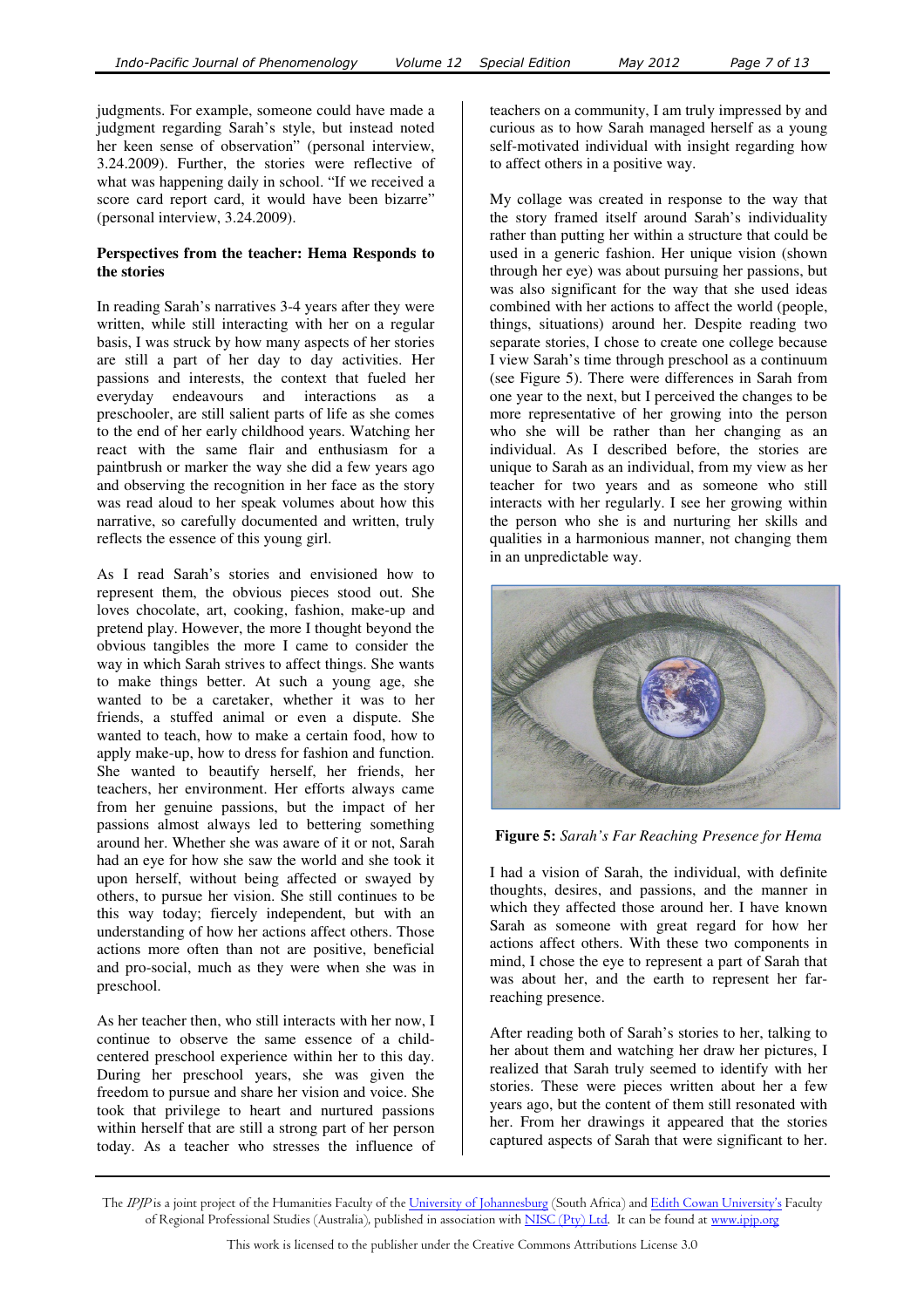judgments. For example, someone could have made a judgment regarding Sarah's style, but instead noted her keen sense of observation" (personal interview, 3.24.2009). Further, the stories were reflective of what was happening daily in school. "If we received a score card report card, it would have been bizarre" (personal interview, 3.24.2009).

**Perspectives from the teacher: Hema Responds to the stories**

In reading Sarah's narratives 3-4 years after they were written, while still interacting with her on a regular basis, I was struck by how many aspects of her stories are still a part of her day to day activities. Her passions and interests, the context that fueled her everyday endeavours and interactions as a preschooler, are still salient parts of life as she comes to the end of her early childhood years. Watching her react with the same flair and enthusiasm for a paintbrush or marker the way she did a few years ago and observing the recognition in her face as the story was read aloud to her speak volumes about how this narrative, so carefully documented and written, truly reflects the essence of this young girl.

As I read Sarah's stories and envisioned how to represent them, the obvious pieces stood out. She loves chocolate, art, cooking, fashion, make-up and pretend play. However, the more I thought beyond the obvious tangibles the more I came to consider the way in which Sarah strives to affect things. She wants to make things better. At such a young age, she wanted to be a caretaker, whether it was to her friends, a stuffed animal or even a dispute. She wanted to teach, how to make a certain food, how to apply make-up, how to dress for fashion and function. She wanted to beautify herself, her friends, her teachers, her environment. Her efforts always came from her genuine passions, but the impact of her passions almost always led to bettering something around her. Whether she was aware of it or not, Sarah had an eye for how she saw the world and she took it upon herself, without being affected or swayed by others, to pursue her vision. She still continues to be this way today; fiercely independent, but with an understanding of how her actions affect others. Those actions more often than not are positive, beneficial and pro-social, much as they were when she was in preschool.

As her teacher then, who still interacts with her now, I continue to observe the same essence of a child-centered preschool experience within her to this day. During her preschool years, she was given the freedom to pursue and share her vision and voice. She took that privilege to heart and nurtured passions within herself that are still a strong part of her person today. As a teacher who stresses the influence of teachers on a community, I am truly impressed by and curious as to how Sarah managed herself as a young self-motivated individual with insight regarding how to affect others in a positive way.

My collage was created in response to the way that the story framed itself around Sarah's individuality rather than putting her within a structure that could be used in a generic fashion. Her unique vision (shown through her eye) was about pursuing her passions, but was also significant for the way that she used ideas combined with her actions to affect the world (people, things, situations) around her. Despite reading two separate stories, I chose to create one college because I view Sarah's time through preschool as a continuum (see Figure 5). There were differences in Sarah from one year to the next, but I perceived the changes to be more representative of her growing into the person who she will be rather than her changing as an individual. As I described before, the stories are unique to Sarah as an individual, from my view as her teacher for two years and as someone who still interacts with her regularly. I see her growing within the person who she is and nurturing her skills and qualities in a harmonious manner, not changing them in an unpredictable way.

**Figure 5:** *Sarah's Far Reaching Presence for Hema*

I had a vision of Sarah, the individual, with definite thoughts, desires, and passions, and the manner in which they affected those around her. I have known Sarah as someone with great regard for how her actions affect others. With these two components in mind, I chose the eye to represent a part of Sarah that was about her, and the earth to represent her far-reaching presence.

After reading both of Sarah's stories to her, talking to her about them and watching her draw her pictures, I realized that Sarah truly seemed to identify with her stories. These were pieces written about her a few years ago, but the content of them still resonated with her. From her drawings it appeared that the stories captured aspects of Sarah that were significant to her.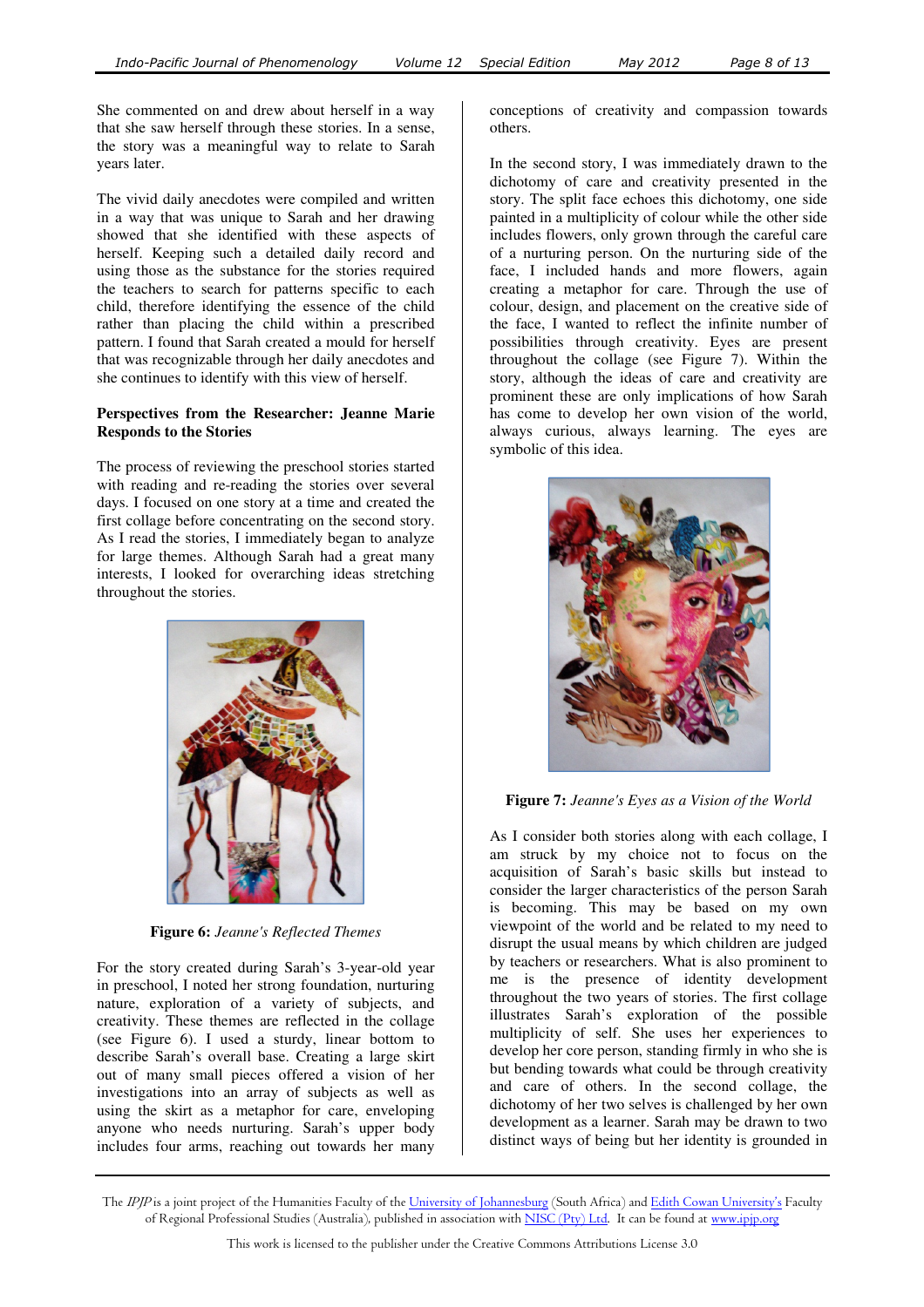She commented on and drew about herself in a way that she saw herself through these stories. In a sense, the story was a meaningful way to relate to Sarah years later.

The vivid daily anecdotes were compiled and written in a way that was unique to Sarah and her drawing showed that she identified with these aspects of herself. Keeping such a detailed daily record and using those as the substance for the stories required the teachers to search for patterns specific to each child, therefore identifying the essence of the child rather than placing the child within a prescribed pattern. I found that Sarah created a mould for herself that was recognizable through her daily anecdotes and she continues to identify with this view of herself.

**Perspectives from the Researcher: Jeanne Marie Responds to the Stories**

The process of reviewing the preschool stories started with reading and re-reading the stories over several days. I focused on one story at a time and created the first collage before concentrating on the second story. As I read the stories, I immediately began to analyze for large themes. Although Sarah had a great many interests, I looked for overarching ideas stretching throughout the stories.

**Figure 6:** *Jeanne's Reflected Themes*

For the story created during Sarah's 3-year-old year in preschool, I noted her strong foundation, nurturing nature, exploration of a variety of subjects, and creativity. These themes are reflected in the collage (see Figure 6). I used a sturdy, linear bottom to describe Sarah's overall base. Creating a large skirt out of many small pieces offered a vision of her investigations into an array of subjects as well as using the skirt as a metaphor for care, enveloping anyone who needs nurturing. Sarah's upper body includes four arms, reaching out towards her many conceptions of creativity and compassion towards others.

In the second story, I was immediately drawn to the dichotomy of care and creativity presented in the story. The split face echoes this dichotomy, one side painted in a multiplicity of colour while the other side includes flowers, only grown through the careful care of a nurturing person. On the nurturing side of the face, I included hands and more flowers, again creating a metaphor for care. Through the use of colour, design, and placement on the creative side of the face, I wanted to reflect the infinite number of possibilities through creativity. Eyes are present throughout the collage (see Figure 7). Within the story, although the ideas of care and creativity are prominent there are only implications of how Sarah has come to develop her own vision of the world, always curious, always learning. The eyes are symbolic of this idea.

**Figure 7:** *Jeanne's Eyes as a Vision of the World*

As I consider both stories along with each collage, I am struck by my choice not to focus on the acquisition of Sarah's basic skills but instead to consider the larger characteristics of the person Sarah is becoming. This may be based on my own viewpoint of the world and be related to my need to disrupt the usual means by which children are judged by teachers or researchers. What is also prominent to me is the presence of identity development throughout the two years of stories. The first collage illustrates Sarah's exploration of the possible multiplicity of self. She uses her experiences to develop her core person, standing firmly in who she is but bending towards what could be through creativity and care of others. In the second collage, the dichotomy of her two selves is challenged by her own development as a learner. Sarah may be drawn to two distinct ways of being but her identity is grounded in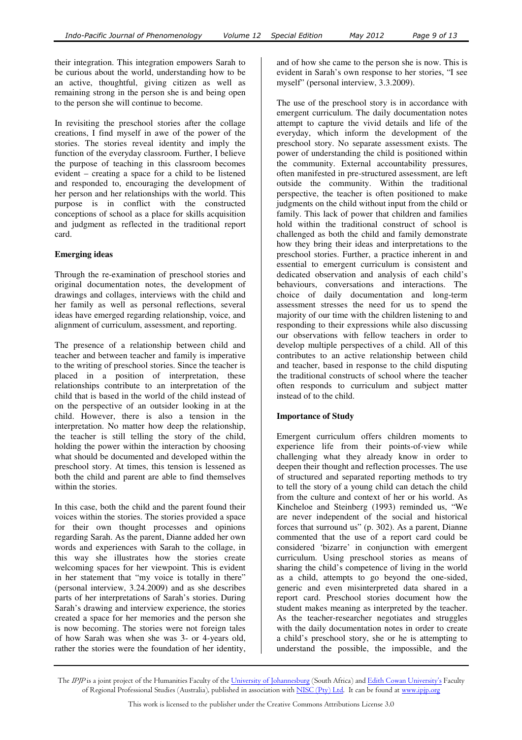their integration. This integration empowers Sarah to be curious about the world, understanding how to be an active, thoughtful, giving citizen as well as remaining strong in the person she is and being open to the person she will continue to become.

In revisiting the preschool stories after the collage creations, I find myself in awe of the power of the stories. The stories reveal identity and imply the function of the everyday classroom. Further, I believe the purpose of teaching in this classroom becomes evident – creating a space for a child to be listened and responded to, encouraging the development of her person and her relationships with the world. This purpose is in conflict with the constructed conceptions of school as a place for skills acquisition and judgment as reflected in the traditional report card.

**Emerging ideas**

Through the re-examination of preschool stories and original documentation notes, the development of drawings and collages, interviews with the child and her family as well as personal reflections, several ideas have emerged regarding relationship, voice, and alignment of curriculum, assessment, and reporting.

The presence of a relationship between child and teacher and between teacher and family is imperative to the writing of preschool stories. Since the teacher is placed in a position of interpretation, these relationships contribute to an interpretation of the child that is based in the world of the child instead of on the perspective of an outsider looking in at the child. However, there is also a tension in the interpretation. No matter how deep the relationship, the teacher is still telling the story of the child, holding the power within the interaction by choosing what should be documented and developed within the preschool story. At times, this tension is lessened as both the child and parent are able to find themselves within the stories.

In this case, both the child and the parent found their voices within the stories. The stories provided a space for their own thought processes and opinions regarding Sarah. As the parent, Dianne added her own words and experiences with Sarah to the collage, in this way she illustrates how the stories create welcoming spaces for her viewpoint. This is evident in her statement that "my voice is totally in there" (personal interview, 3.24.2009) and as she describes parts of her interpretations of Sarah's stories. During Sarah's drawing and interview experience, the stories created a space for her memories and the person she is now becoming. The stories were not foreign tales of how Sarah was when she was 3- or 4-years old, rather the stories were the foundation of her identity, and of how she came to the person she is now. This is evident in Sarah's own response to her stories, "I see myself" (personal interview, 3.3.2009).

The use of the preschool story is in accordance with emergent curriculum. The daily documentation notes attempt to capture the vivid details and life of the everyday, which inform the development of the preschool story. No separate assessment exists. The power of understanding the child is positioned within the community. External accountability pressures, often manifested in pre-structured assessment, are left outside the community. Within the traditional perspective, the teacher is often positioned to make judgments on the child without input from the child or family. This lack of power that children and families hold within the traditional construct of school is challenged as both the child and family demonstrate how they bring their ideas and interpretations to the preschool stories. Further, a practice inherent in and essential to emergent curriculum is consistent and dedicated observation and analysis of each child's behaviours, conversations and interactions. The choice of daily documentation and long-term assessment stresses the need for us to spend the majority of our time with the children listening to and responding to their expressions while also discussing our observations with fellow teachers in order to develop multiple perspectives of a child. All of this contributes to an active relationship between child and teacher, based in response to the child disputing the traditional constructs of school where the teacher often responds to curriculum and subject matter instead of to the child.

**Importance of Study**

Emergent curriculum offers children moments to experience life from their points-of-view while challenging what they already know in order to deepen their thought and reflection processes. The use of structured and separated reporting methods to try to tell the story of a young child can detach the child from the culture and context of her or his world. As Kincheloe and Steinberg (1993) reminded us, "We are never independent of the social and historical forces that surround us" (p. 302). As a parent, Dianne commented that the use of a report card could be considered 'bizarre' in conjunction with emergent curriculum. Using preschool stories as means of sharing the child's competence of living in the world as a child, attempts to go beyond the one-sided, generic and even misinterpreted data shared in a report card. Preschool stories document how the student makes meaning as interpreted by the teacher. As the teacher-researcher negotiates and struggles with the daily documentation notes in order to create a child's preschool story, she or he is attempting to understand the possible, the impossible, and the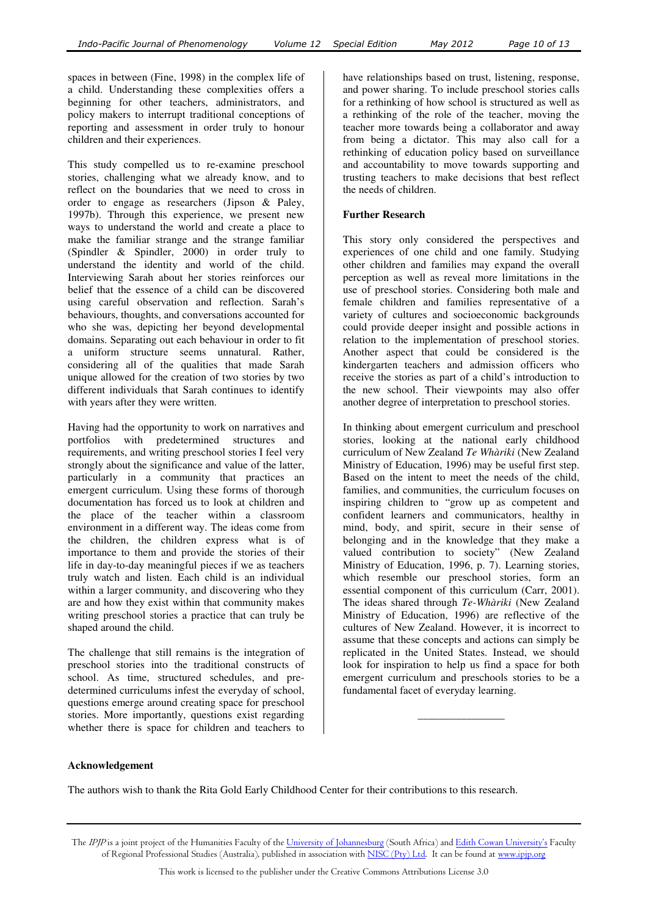spaces in between (Fine, 1998) in the complex life of a child. Understanding these complexities offers a beginning for other teachers, administrators, and policy makers to interrupt traditional conceptions of reporting and assessment in order truly to honour children and their experiences.

This study compelled us to re-examine preschool stories, challenging what we already know, and to reflect on the boundaries that we need to cross in order to engage as researchers (Jipson & Paley, 1997b). Through this experience, we present new ways to understand the world and create a place to make the familiar strange and the strange familiar (Spindler & Spindler, 2000) in order truly to understand the identity and world of the child. Interviewing Sarah about her stories reinforces our belief that the essence of a child can be discovered using careful observation and reflection. Sarah's behaviours, thoughts, and conversations accounted for who she was, depicting her beyond developmental domains. Separating out each behaviour in order to fit a uniform structure seems unnatural. Rather, considering all of the qualities that made Sarah unique allowed for the creation of two stories by two different individuals that Sarah continues to identify with years after they were written.

Having had the opportunity to work on narratives and portfolios with predetermined structures and requirements, and writing preschool stories I feel very strongly about the significance and value of the latter, particularly in a community that practices an emergent curriculum. Using these forms of thorough documentation has forced us to look at children and the place of the teacher within a classroom environment in a different way. The ideas come from the children, the children express what is of importance to them and provide the stories of their life in day-to-day meaningful pieces if we as teachers truly watch and listen. Each child is an individual within a larger community, and discovering who they are and how they exist within that community makes writing preschool stories a practice that can truly be shaped around the child.

The challenge that still remains is the integration of preschool stories into the traditional constructs of school. As time, structured schedules, and pre-determined curriculums infest the everyday of school, questions emerge around creating space for preschool stories. More importantly, questions exist regarding whether there is space for children and teachers to have relationships based on trust, listening, response, and power sharing. To include preschool stories calls for a rethinking of how school is structured as well as a rethinking of the role of the teacher, moving the teacher more towards being a collaborator and away from being a dictator. This may also call for a rethinking of education policy based on surveillance and accountability to move towards supporting and trusting teachers to make decisions that best reflect the needs of children.

## Further Research

This story only considered the perspectives and experiences of one child and one family. Studying other children and families may expand the overall perception as well as reveal more limitations in the use of preschool stories. Considering both male and female children and families representative of a variety of cultures and socioeconomic backgrounds could provide deeper insight and possible actions in relation to the implementation of preschool stories. Another aspect that could be considered is the kindergarten teachers and admission officers who receive the stories as part of a child's introduction to the new school. Their viewpoints may also offer another degree of interpretation to preschool stories.

In thinking about emergent curriculum and preschool stories, looking at the national early childhood curriculum of New Zealand *Te Whàriki* (New Zealand Ministry of Education, 1996) may be useful first step. Based on the intent to meet the needs of the child, families, and communities, the curriculum focuses on inspiring children to "grow up as competent and confident learners and communicators, healthy in mind, body, and spirit, secure in their sense of belonging and in the knowledge that they make a valued contribution to society" (New Zealand Ministry of Education, 1996, p. 7). Learning stories, which resemble our preschool stories, form an essential component of this curriculum (Carr, 2001). The ideas shared through *Te-Whàriki* (New Zealand Ministry of Education, 1996) are reflective of the cultures of New Zealand. However, it is incorrect to assume that these concepts and actions can simply be replicated in the United States. Instead, we should look for inspiration to help us find a space for both emergent curriculum and preschools stories to be a fundamental facet of everyday learning.

---

## Acknowledgement

The authors wish to thank the Rita Gold Early Childhood Center for their contributions to this research.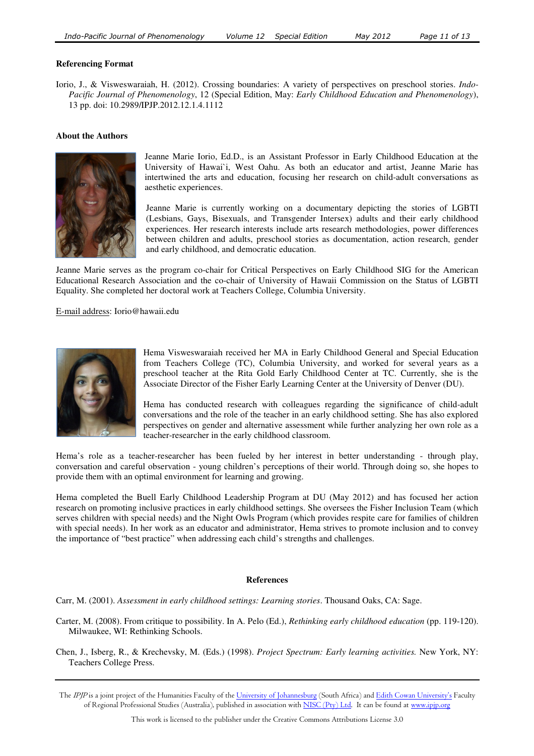**Referencing Format**

Iorio, J., & Visweswaraiah, H. (2012). Crossing boundaries: A variety of perspectives on preschool stories. *Indo-Pacific Journal of Phenomenology*, 12 (Special Edition, May: *Early Childhood Education and Phenomenology*), 13 pp. doi: 10.2989/IPJP.2012.12.1.4.1112

**About the Authors**

Jeanne Marie Iorio, Ed.D., is an Assistant Professor in Early Childhood Education at the University of Hawai`i, West Oahu. As both an educator and artist, Jeanne Marie has intertwined the arts and education, focusing her research on child-adult conversations as aesthetic experiences.

Jeanne Marie is currently working on a documentary depicting the stories of LGBTI (Lesbians, Gays, Bisexuals, and Transgender Intersex) adults and their early childhood experiences. Her research interests include arts research methodologies, power differences between children and adults, preschool stories as documentation, action research, gender and early childhood, and democratic education.

Jeanne Marie serves as the program co-chair for Critical Perspectives on Early Childhood SIG for the American Educational Research Association and the co-chair of University of Hawaii Commission on the Status of LGBTI Equality. She completed her doctoral work at Teachers College, Columbia University.

E-mail address: Iorio@hawaii.edu

Hema Visweswaraiah received her MA in Early Childhood General and Special Education from Teachers College (TC), Columbia University, and worked for several years as a preschool teacher at the Rita Gold Early Childhood Center at TC. Currently, she is the Associate Director of the Fisher Early Learning Center at the University of Denver (DU).

Hema has conducted research with colleagues regarding the significance of child-adult conversations and the role of the teacher in an early childhood setting. She has also explored perspectives on gender and alternative assessment while further analyzing her own role as a teacher-researcher in the early childhood classroom.

Hema's role as a teacher-researcher has been fueled by her interest in better understanding - through play, conversation and careful observation - young children's perceptions of their world. Through doing so, she hopes to provide them with an optimal environment for learning and growing.

Hema completed the Buell Early Childhood Leadership Program at DU (May 2012) and has focused her action research on promoting inclusive practices in early childhood settings. She oversees the Fisher Inclusion Team (which serves children with special needs) and the Night Owls Program (which provides respite care for families of children with special needs). In her work as an educator and administrator, Hema strives to promote inclusion and to convey the importance of "best practice" when addressing each child's strengths and challenges.

**References**

Carr, M. (2001). *Assessment in early childhood settings: Learning stories*. Thousand Oaks, CA: Sage.

Carter, M. (2008). From critique to possibility. In A. Pelo (Ed.), *Rethinking early childhood education* (pp. 119-120). Milwaukee, WI: Rethinking Schools.

Chen, J., Isberg, R., & Krechevsky, M. (Eds.) (1998). *Project Spectrum: Early learning activities.* New York, NY: Teachers College Press.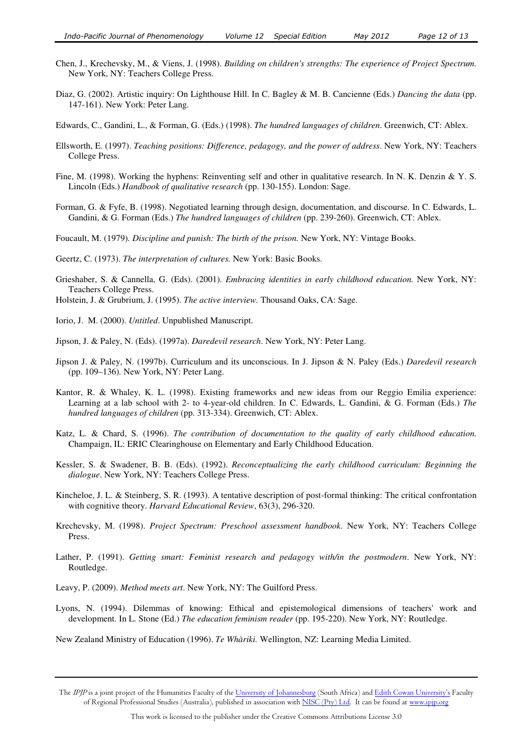Chen, J., Krechevsky, M., & Viens, J. (1998). *Building on children's strengths: The experience of Project Spectrum.* New York, NY: Teachers College Press.

Diaz, G. (2002). Artistic inquiry: On Lighthouse Hill. In C. Bagley & M. B. Cancienne (Eds.) *Dancing the data* (pp. 147-161). New York: Peter Lang.

Edwards, C., Gandini, L., & Forman, G. (Eds.) (1998). *The hundred languages of children*. Greenwich, CT: Ablex.

Ellsworth, E. (1997). *Teaching positions: Difference, pedagogy, and the power of address*. New York, NY: Teachers College Press.

Fine, M. (1998). Working the hyphens: Reinventing self and other in qualitative research. In N. K. Denzin & Y. S. Lincoln (Eds.) *Handbook of qualitative research* (pp. 130-155). London: Sage.

Forman, G. & Fyfe, B. (1998). Negotiated learning through design, documentation, and discourse. In C. Edwards, L. Gandini, & G. Forman (Eds.) *The hundred languages of children* (pp. 239-260). Greenwich, CT: Ablex.

Foucault, M. (1979). *Discipline and punish: The birth of the prison.* New York, NY: Vintage Books.

Geertz, C. (1973). *The interpretation of cultures.* New York: Basic Books.

Grieshaber, S. & Cannella, G. (Eds). (2001). *Embracing identities in early childhood education.* New York, NY: Teachers College Press.

Holstein, J. & Grubrium, J. (1995). *The active interview.* Thousand Oaks, CA: Sage.

Iorio, J. M. (2000). *Untitled*. Unpublished Manuscript.

Jipson, J. & Paley, N. (Eds). (1997a). *Daredevil research*. New York, NY: Peter Lang.

Jipson J. & Paley, N. (1997b). Curriculum and its unconscious. In J. Jipson & N. Paley (Eds.) *Daredevil research* (pp. 109–136). New York, NY: Peter Lang.

Kantor, R. & Whaley, K. L. (1998). Existing frameworks and new ideas from our Reggio Emilia experience: Learning at a lab school with 2- to 4-year-old children. In C. Edwards, L. Gandini, & G. Forman (Eds.) *The hundred languages of children* (pp. 313-334). Greenwich, CT: Ablex.

Katz, L. & Chard, S. (1996). *The contribution of documentation to the quality of early childhood education.* Champaign, IL: ERIC Clearinghouse on Elementary and Early Childhood Education.

Kessler, S. & Swadener, B. B. (Eds). (1992). *Reconceptualizing the early childhood curriculum: Beginning the dialogue*. New York, NY: Teachers College Press.

Kincheloe, J. L. & Steinberg, S. R. (1993). A tentative description of post-formal thinking: The critical confrontation with cognitive theory. *Harvard Educational Review*, 63(3), 296-320.

Krechevsky, M. (1998). *Project Spectrum: Preschool assessment handbook*. New York, NY: Teachers College Press.

Lather, P. (1991). *Getting smart: Feminist research and pedagogy with/in the postmodern*. New York, NY: Routledge.

Leavy, P. (2009). *Method meets art*. New York, NY: The Guilford Press.

Lyons, N. (1994). Dilemmas of knowing: Ethical and epistemological dimensions of teachers' work and development. In L. Stone (Ed.) *The education feminism reader* (pp. 195-220). New York, NY: Routledge.

New Zealand Ministry of Education (1996). *Te Whàriki.* Wellington, NZ: Learning Media Limited.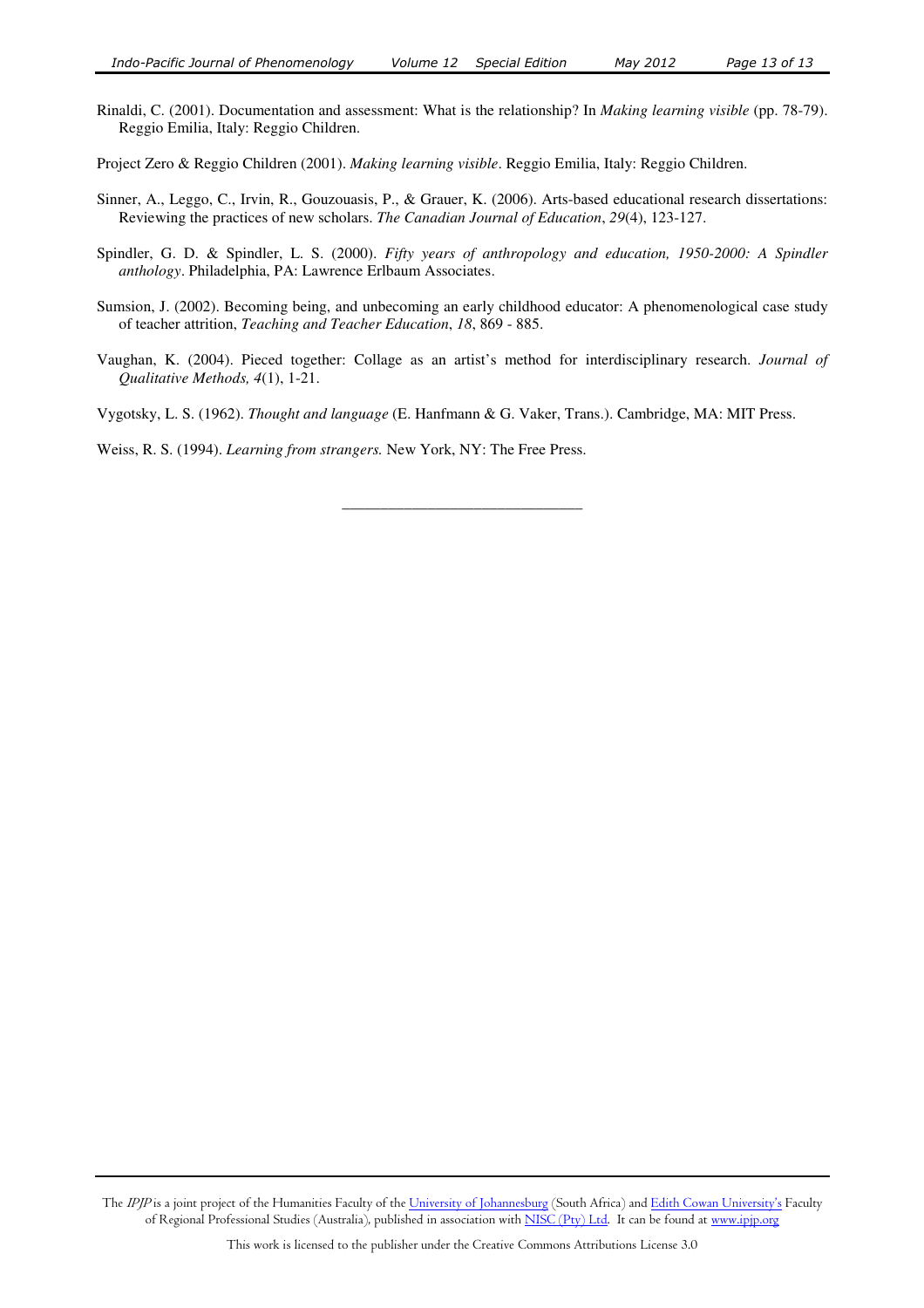Rinaldi, C. (2001). Documentation and assessment: What is the relationship? In *Making learning visible* (pp. 78-79). Reggio Emilia, Italy: Reggio Children.

Project Zero & Reggio Children (2001). *Making learning visible*. Reggio Emilia, Italy: Reggio Children.

Sinner, A., Leggo, C., Irvin, R., Gouzouasis, P., & Grauer, K. (2006). Arts-based educational research dissertations: Reviewing the practices of new scholars. *The Canadian Journal of Education*, *29*(4), 123-127.

Spindler, G. D. & Spindler, L. S. (2000). *Fifty years of anthropology and education, 1950-2000: A Spindler anthology*. Philadelphia, PA: Lawrence Erlbaum Associates.

Sumsion, J. (2002). Becoming being, and unbecoming an early childhood educator: A phenomenological case study of teacher attrition, *Teaching and Teacher Education*, *18*, 869 - 885.

Vaughan, K. (2004). Pieced together: Collage as an artist's method for interdisciplinary research. *Journal of Qualitative Methods, 4*(1), 1-21.

Vygotsky, L. S. (1962). *Thought and language* (E. Hanfmann & G. Vaker, Trans.). Cambridge, MA: MIT Press.

Weiss, R. S. (1994). *Learning from strangers.* New York, NY: The Free Press.

---

The *IPJP* is a joint project of the Humanities Faculty of the University of Johannesburg (South Africa) and Edith Cowan University's Faculty of Regional Professional Studies (Australia), published in association with NISC (Pty) Ltd. It can be found at www.ipjp.org

This work is licensed to the publisher under the Creative Commons Attributions License 3.0